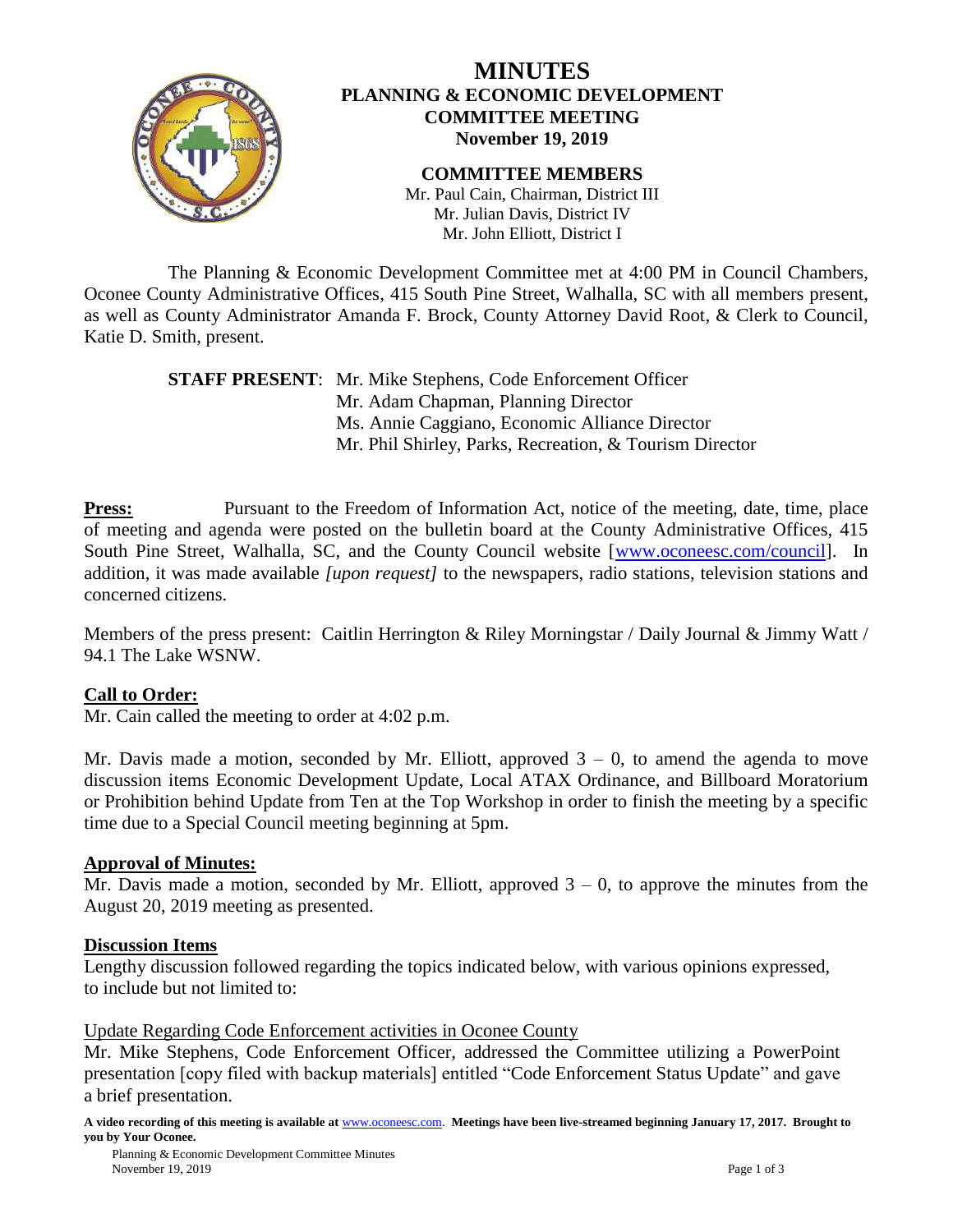# MINUTES
## PLANNING & ECONOMIC DEVELOPMENT COMMITTEE MEETING
### November 19, 2019

**COMMITTEE MEMBERS**

Mr. Paul Cain, Chairman, District III
Mr. Julian Davis, District IV
Mr. John Elliott, District I

The Planning & Economic Development Committee met at 4:00 PM in Council Chambers, Oconee County Administrative Offices, 415 South Pine Street, Walhalla, SC with all members present, as well as County Administrator Amanda F. Brock, County Attorney David Root, & Clerk to Council, Katie D. Smith, present.

**STAFF PRESENT**: Mr. Mike Stephens, Code Enforcement Officer
Mr. Adam Chapman, Planning Director
Ms. Annie Caggiano, Economic Alliance Director
Mr. Phil Shirley, Parks, Recreation, & Tourism Director

**Press:** Pursuant to the Freedom of Information Act, notice of the meeting, date, time, place of meeting and agenda were posted on the bulletin board at the County Administrative Offices, 415 South Pine Street, Walhalla, SC, and the County Council website [www.oconeesc.com/council]. In addition, it was made available *[upon request]* to the newspapers, radio stations, television stations and concerned citizens.

Members of the press present: Caitlin Herrington & Riley Morningstar / Daily Journal & Jimmy Watt / 94.1 The Lake WSNW.

**Call to Order:**

Mr. Cain called the meeting to order at 4:02 p.m.

Mr. Davis made a motion, seconded by Mr. Elliott, approved 3 – 0, to amend the agenda to move discussion items Economic Development Update, Local ATAX Ordinance, and Billboard Moratorium or Prohibition behind Update from Ten at the Top Workshop in order to finish the meeting by a specific time due to a Special Council meeting beginning at 5pm.

**Approval of Minutes:**

Mr. Davis made a motion, seconded by Mr. Elliott, approved 3 – 0, to approve the minutes from the August 20, 2019 meeting as presented.

**Discussion Items**

Lengthy discussion followed regarding the topics indicated below, with various opinions expressed, to include but not limited to:

Update Regarding Code Enforcement activities in Oconee County

Mr. Mike Stephens, Code Enforcement Officer, addressed the Committee utilizing a PowerPoint presentation [copy filed with backup materials] entitled "Code Enforcement Status Update" and gave a brief presentation.

**A video recording of this meeting is available at** www.oconeesc.com. **Meetings have been live-streamed beginning January 17, 2017. Brought to you by Your Oconee.**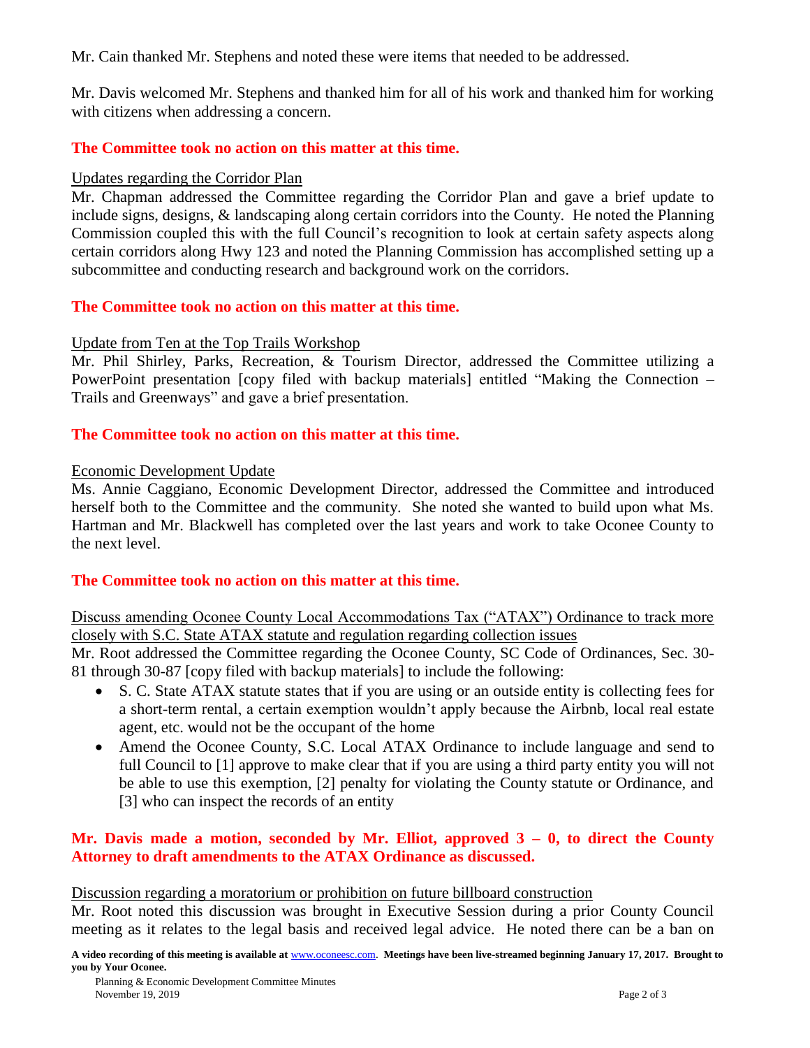Mr. Cain thanked Mr. Stephens and noted these were items that needed to be addressed.

Mr. Davis welcomed Mr. Stephens and thanked him for all of his work and thanked him for working with citizens when addressing a concern.

**The Committee took no action on this matter at this time.**

Updates regarding the Corridor Plan

Mr. Chapman addressed the Committee regarding the Corridor Plan and gave a brief update to include signs, designs, & landscaping along certain corridors into the County. He noted the Planning Commission coupled this with the full Council's recognition to look at certain safety aspects along certain corridors along Hwy 123 and noted the Planning Commission has accomplished setting up a subcommittee and conducting research and background work on the corridors.

**The Committee took no action on this matter at this time.**

Update from Ten at the Top Trails Workshop

Mr. Phil Shirley, Parks, Recreation, & Tourism Director, addressed the Committee utilizing a PowerPoint presentation [copy filed with backup materials] entitled "Making the Connection – Trails and Greenways" and gave a brief presentation.

**The Committee took no action on this matter at this time.**

Economic Development Update

Ms. Annie Caggiano, Economic Development Director, addressed the Committee and introduced herself both to the Committee and the community. She noted she wanted to build upon what Ms. Hartman and Mr. Blackwell has completed over the last years and work to take Oconee County to the next level.

**The Committee took no action on this matter at this time.**

Discuss amending Oconee County Local Accommodations Tax ("ATAX") Ordinance to track more closely with S.C. State ATAX statute and regulation regarding collection issues

Mr. Root addressed the Committee regarding the Oconee County, SC Code of Ordinances, Sec. 30-81 through 30-87 [copy filed with backup materials] to include the following:

- S. C. State ATAX statute states that if you are using or an outside entity is collecting fees for a short-term rental, a certain exemption wouldn't apply because the Airbnb, local real estate agent, etc. would not be the occupant of the home
- Amend the Oconee County, S.C. Local ATAX Ordinance to include language and send to full Council to [1] approve to make clear that if you are using a third party entity you will not be able to use this exemption, [2] penalty for violating the County statute or Ordinance, and [3] who can inspect the records of an entity

**Mr. Davis made a motion, seconded by Mr. Elliot, approved 3 – 0, to direct the County Attorney to draft amendments to the ATAX Ordinance as discussed.**

Discussion regarding a moratorium or prohibition on future billboard construction

Mr. Root noted this discussion was brought in Executive Session during a prior County Council meeting as it relates to the legal basis and received legal advice. He noted there can be a ban on

**A video recording of this meeting is available at www.oconeesc.com. Meetings have been live-streamed beginning January 17, 2017. Brought to you by Your Oconee.**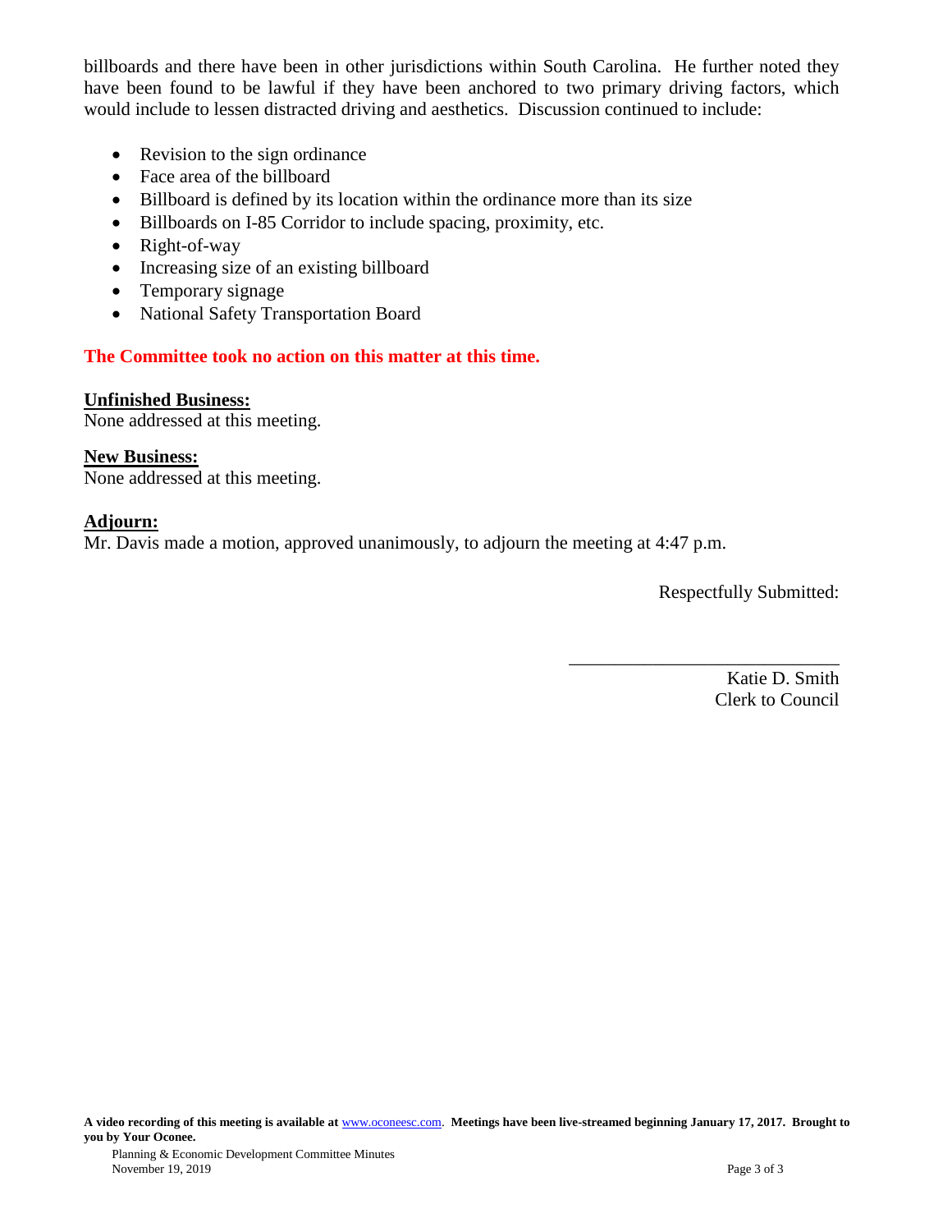billboards and there have been in other jurisdictions within South Carolina. He further noted they have been found to be lawful if they have been anchored to two primary driving factors, which would include to lessen distracted driving and aesthetics. Discussion continued to include:

- Revision to the sign ordinance
- Face area of the billboard
- Billboard is defined by its location within the ordinance more than its size
- Billboards on I-85 Corridor to include spacing, proximity, etc.
- Right-of-way
- Increasing size of an existing billboard
- Temporary signage
- National Safety Transportation Board

**The Committee took no action on this matter at this time.**

**Unfinished Business:**
None addressed at this meeting.

**New Business:**
None addressed at this meeting.

**Adjourn:**
Mr. Davis made a motion, approved unanimously, to adjourn the meeting at 4:47 p.m.

Respectfully Submitted:

\_\_\_\_\_\_\_\_\_\_\_\_\_\_\_\_\_\_\_\_\_\_\_\_\_\_\_\_\_\_

Katie D. Smith
Clerk to Council

**A video recording of this meeting is available at www.oconeesc.com. Meetings have been live-streamed beginning January 17, 2017. Brought to you by Your Oconee.**